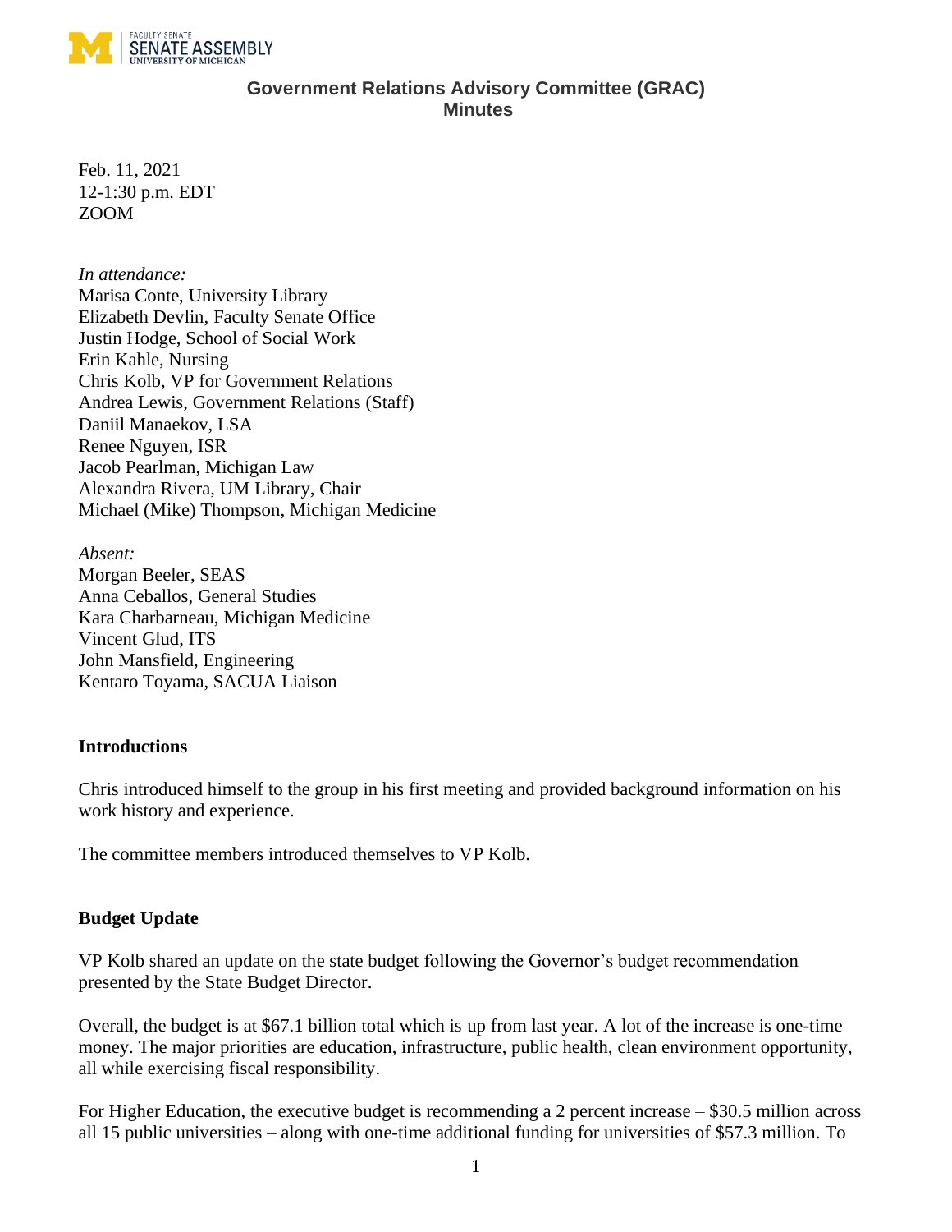# Government Relations Advisory Committee (GRAC)
## Minutes

Feb. 11, 2021
12-1:30 p.m. EDT
ZOOM

*In attendance:*
Marisa Conte, University Library
Elizabeth Devlin, Faculty Senate Office
Justin Hodge, School of Social Work
Erin Kahle, Nursing
Chris Kolb, VP for Government Relations
Andrea Lewis, Government Relations (Staff)
Daniil Manaekov, LSA
Renee Nguyen, ISR
Jacob Pearlman, Michigan Law
Alexandra Rivera, UM Library, Chair
Michael (Mike) Thompson, Michigan Medicine

*Absent:*
Morgan Beeler, SEAS
Anna Ceballos, General Studies
Kara Charbarneau, Michigan Medicine
Vincent Glud, ITS
John Mansfield, Engineering
Kentaro Toyama, SACUA Liaison

### Introductions

Chris introduced himself to the group in his first meeting and provided background information on his work history and experience.

The committee members introduced themselves to VP Kolb.

### Budget Update

VP Kolb shared an update on the state budget following the Governor's budget recommendation presented by the State Budget Director.

Overall, the budget is at $67.1 billion total which is up from last year. A lot of the increase is one-time money. The major priorities are education, infrastructure, public health, clean environment opportunity, all while exercising fiscal responsibility.

For Higher Education, the executive budget is recommending a 2 percent increase – $30.5 million across all 15 public universities – along with one-time additional funding for universities of $57.3 million. To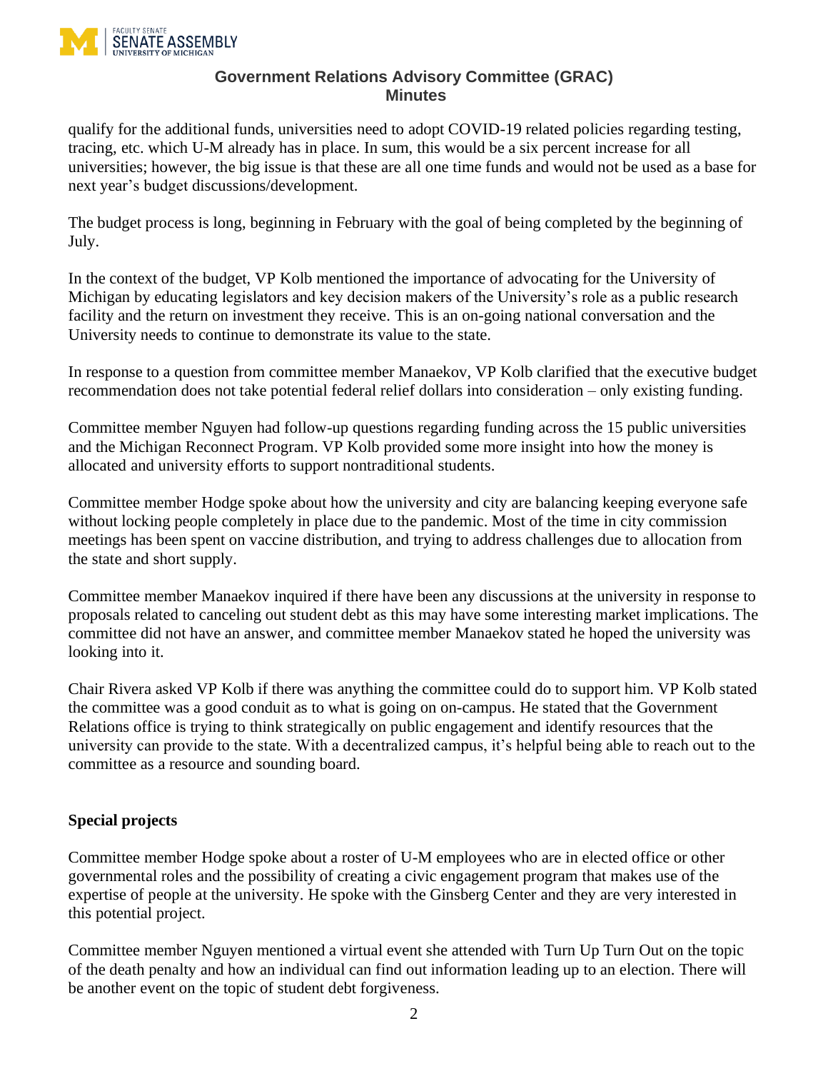qualify for the additional funds, universities need to adopt COVID-19 related policies regarding testing, tracing, etc. which U-M already has in place. In sum, this would be a six percent increase for all universities; however, the big issue is that these are all one time funds and would not be used as a base for next year's budget discussions/development.

The budget process is long, beginning in February with the goal of being completed by the beginning of July.

In the context of the budget, VP Kolb mentioned the importance of advocating for the University of Michigan by educating legislators and key decision makers of the University's role as a public research facility and the return on investment they receive. This is an on-going national conversation and the University needs to continue to demonstrate its value to the state.

In response to a question from committee member Manaekov, VP Kolb clarified that the executive budget recommendation does not take potential federal relief dollars into consideration – only existing funding.

Committee member Nguyen had follow-up questions regarding funding across the 15 public universities and the Michigan Reconnect Program. VP Kolb provided some more insight into how the money is allocated and university efforts to support nontraditional students.

Committee member Hodge spoke about how the university and city are balancing keeping everyone safe without locking people completely in place due to the pandemic. Most of the time in city commission meetings has been spent on vaccine distribution, and trying to address challenges due to allocation from the state and short supply.

Committee member Manaekov inquired if there have been any discussions at the university in response to proposals related to canceling out student debt as this may have some interesting market implications. The committee did not have an answer, and committee member Manaekov stated he hoped the university was looking into it.

Chair Rivera asked VP Kolb if there was anything the committee could do to support him. VP Kolb stated the committee was a good conduit as to what is going on on-campus. He stated that the Government Relations office is trying to think strategically on public engagement and identify resources that the university can provide to the state. With a decentralized campus, it's helpful being able to reach out to the committee as a resource and sounding board.

**Special projects**

Committee member Hodge spoke about a roster of U-M employees who are in elected office or other governmental roles and the possibility of creating a civic engagement program that makes use of the expertise of people at the university. He spoke with the Ginsberg Center and they are very interested in this potential project.

Committee member Nguyen mentioned a virtual event she attended with Turn Up Turn Out on the topic of the death penalty and how an individual can find out information leading up to an election. There will be another event on the topic of student debt forgiveness.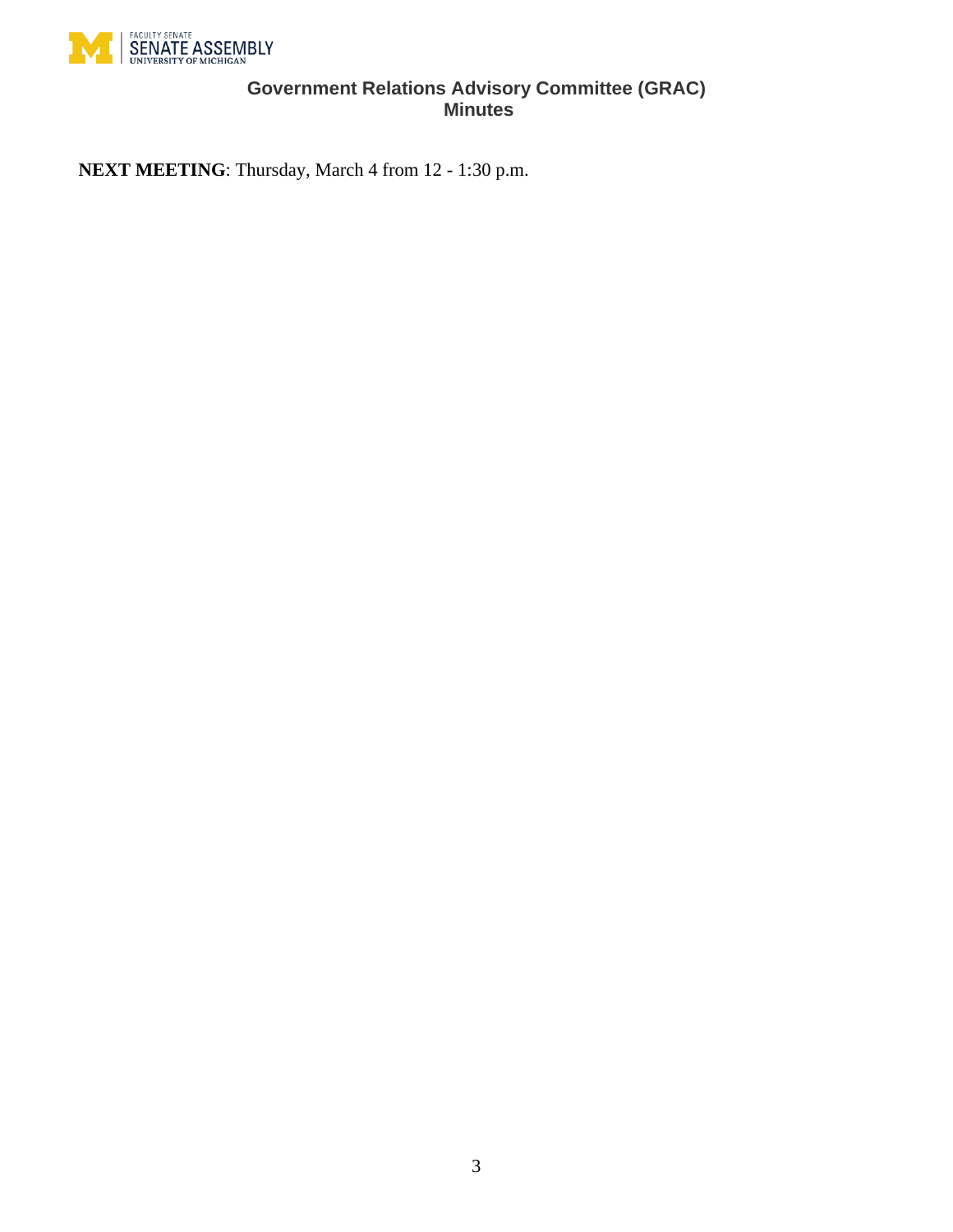**Government Relations Advisory Committee (GRAC)**
**Minutes**

**NEXT MEETING**: Thursday, March 4 from 12 - 1:30 p.m.